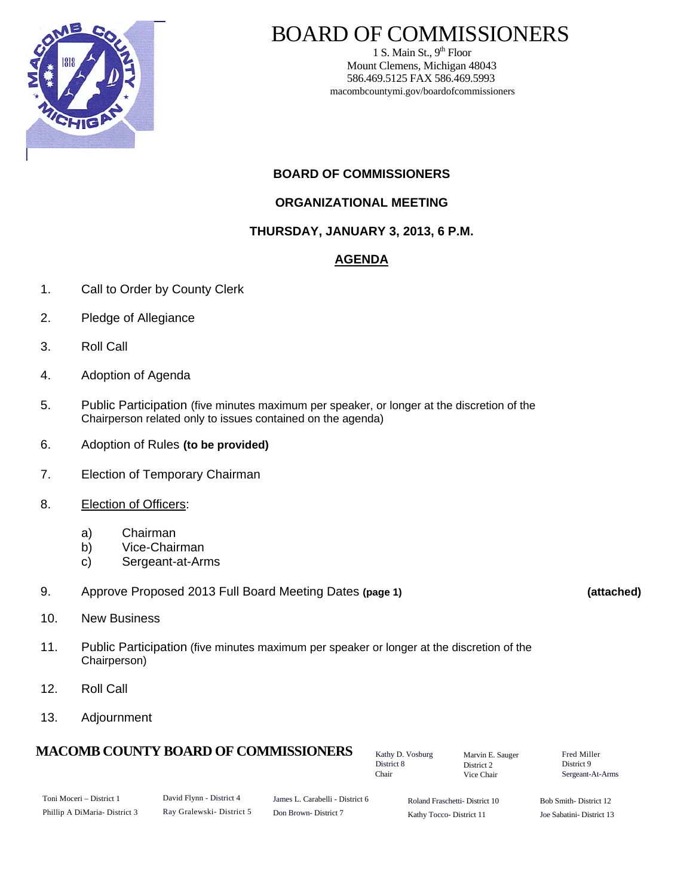# BOARD OF COMMISSIONERS

1 S. Main St., 9th Floor
Mount Clemens, Michigan 48043
586.469.5125 FAX 586.469.5993
macombcountymi.gov/boardofcommissioners

**BOARD OF COMMISSIONERS**

**ORGANIZATIONAL MEETING**

**THURSDAY, JANUARY 3, 2013, 6 P.M.**

## AGENDA

1. Call to Order by County Clerk
2. Pledge of Allegiance
3. Roll Call
4. Adoption of Agenda
5. Public Participation (five minutes maximum per speaker, or longer at the discretion of the Chairperson related only to issues contained on the agenda)
6. Adoption of Rules **(to be provided)**
7. Election of Temporary Chairman
8. Election of Officers:
   a) Chairman
   b) Vice-Chairman
   c) Sergeant-at-Arms
9. Approve Proposed 2013 Full Board Meeting Dates **(page 1)** **(attached)**
10. New Business
11. Public Participation (five minutes maximum per speaker or longer at the discretion of the Chairperson)
12. Roll Call
13. Adjournment

**MACOMB COUNTY BOARD OF COMMISSIONERS**

Kathy D. Vosburg, District 8, Chair
Marvin E. Sauger, District 2, Vice Chair
Fred Miller, District 9, Sergeant-At-Arms

Toni Moceri – District 1
Phillip A DiMaria- District 3
David Flynn - District 4
Ray Gralewski- District 5
James L. Carabelli - District 6
Don Brown- District 7
Roland Fraschetti- District 10
Kathy Tocco- District 11
Bob Smith- District 12
Joe Sabatini- District 13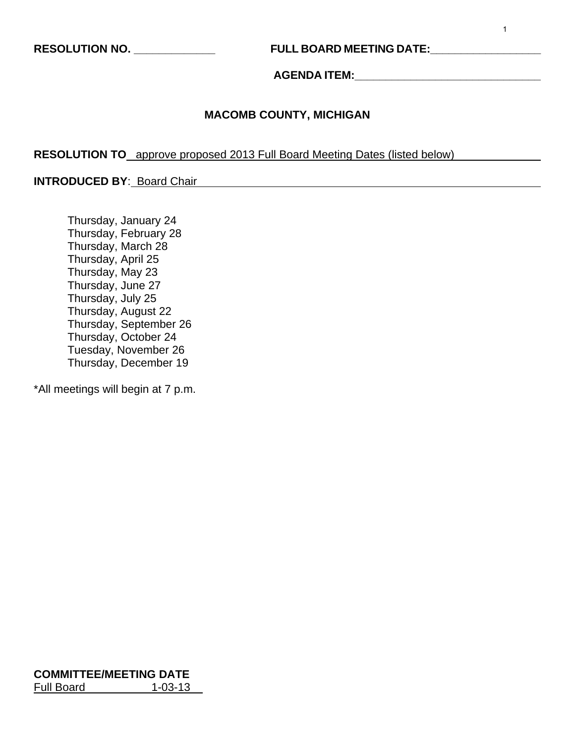**RESOLUTION NO. ____________** **FULL BOARD MEETING DATE:________________**

**AGENDA ITEM:____________________________**

**MACOMB COUNTY, MICHIGAN**

**RESOLUTION TO** approve proposed 2013 Full Board Meeting Dates (listed below)

**INTRODUCED BY**: Board Chair

Thursday, January 24
Thursday, February 28
Thursday, March 28
Thursday, April 25
Thursday, May 23
Thursday, June 27
Thursday, July 25
Thursday, August 22
Thursday, September 26
Thursday, October 24
Tuesday, November 26
Thursday, December 19

*All meetings will begin at 7 p.m.

**COMMITTEE/MEETING DATE**

Full Board 1-03-13